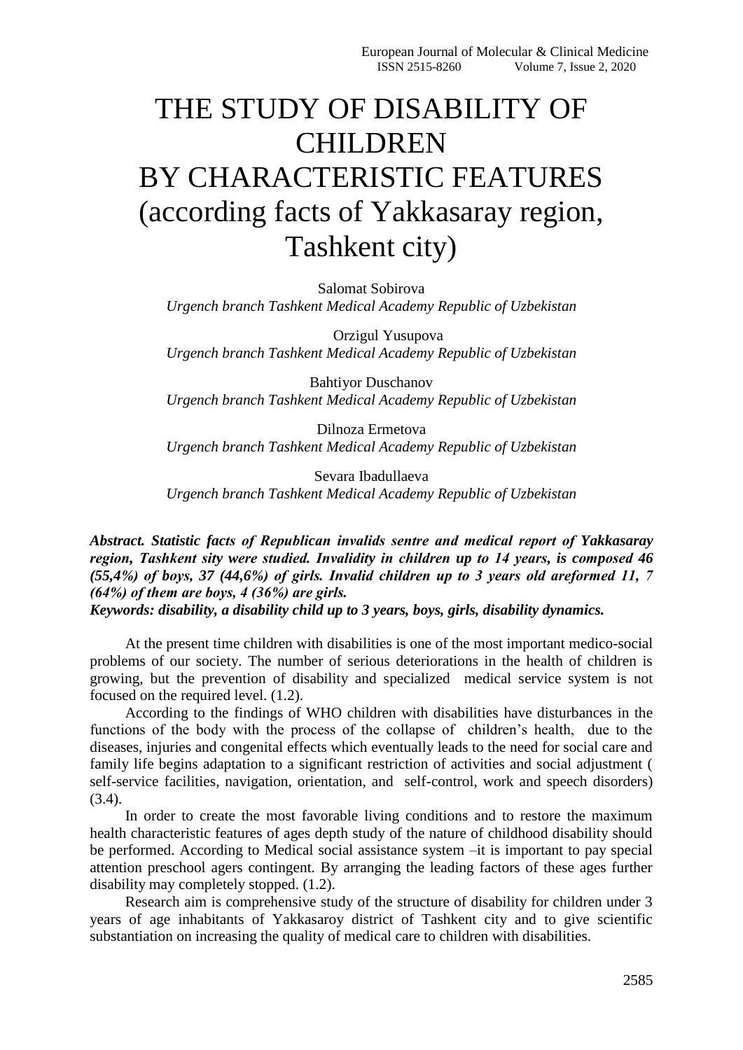# THE STUDY OF DISABILITY OF CHILDREN BY CHARACTERISTIC FEATURES (according facts of Yakkasaray region, Tashkent city)

Salomat Sobirova
*Urgench branch Tashkent Medical Academy Republic of Uzbekistan*

Orzigul Yusupova
*Urgench branch Tashkent Medical Academy Republic of Uzbekistan*

Bahtiyor Duschanov
*Urgench branch Tashkent Medical Academy Republic of Uzbekistan*

Dilnoza Ermetova
*Urgench branch Tashkent Medical Academy Republic of Uzbekistan*

Sevara Ibadullaeva
*Urgench branch Tashkent Medical Academy Republic of Uzbekistan*

***Abstract. Statistic facts of Republican invalids sentre and medical report of Yakkasaray region, Tashkent sity were studied. Invalidity in children up to 14 years, is composed 46 (55,4%) of boys, 37 (44,6%) of girls. Invalid children up to 3 years old areformed 11, 7 (64%) of them are boys, 4 (36%) are girls.***

***Keywords: disability, a disability child up to 3 years, boys, girls, disability dynamics.***

At the present time children with disabilities is one of the most important medico-social problems of our society. The number of serious deteriorations in the health of children is growing, but the prevention of disability and specialized medical service system is not focused on the required level. (1.2).

According to the findings of WHO children with disabilities have disturbances in the functions of the body with the process of the collapse of children's health, due to the diseases, injuries and congenital effects which eventually leads to the need for social care and family life begins adaptation to a significant restriction of activities and social adjustment ( self-service facilities, navigation, orientation, and self-control, work and speech disorders) (3.4).

In order to create the most favorable living conditions and to restore the maximum health characteristic features of ages depth study of the nature of childhood disability should be performed. According to Medical social assistance system –it is important to pay special attention preschool agers contingent. By arranging the leading factors of these ages further disability may completely stopped. (1.2).

Research aim is comprehensive study of the structure of disability for children under 3 years of age inhabitants of Yakkasaroy district of Tashkent city and to give scientific substantiation on increasing the quality of medical care to children with disabilities.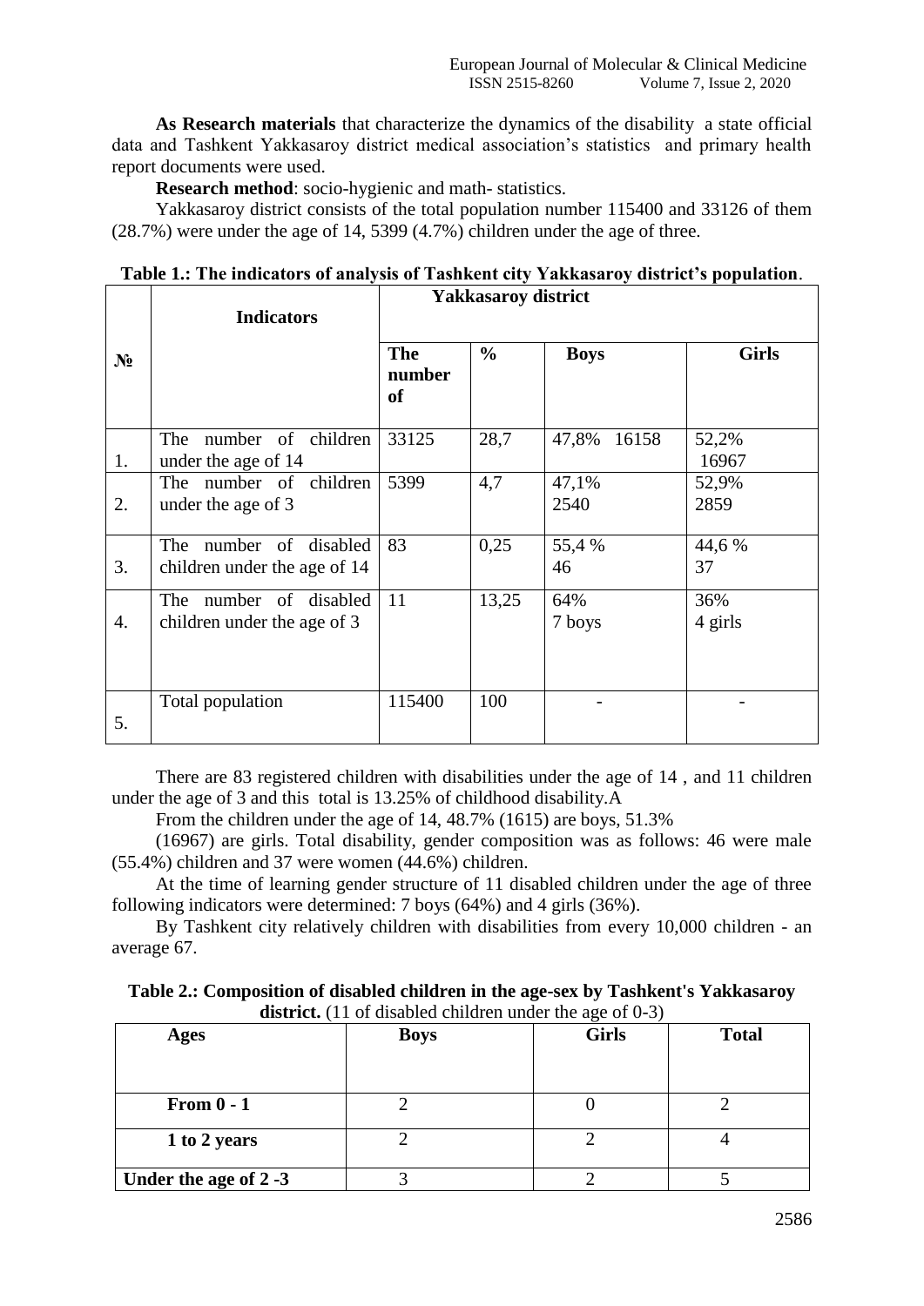**As Research materials** that characterize the dynamics of the disability a state official data and Tashkent Yakkasaroy district medical association's statistics and primary health report documents were used.

**Research method**: socio-hygienic and math- statistics.

Yakkasaroy district consists of the total population number 115400 and 33126 of them (28.7%) were under the age of 14, 5399 (4.7%) children under the age of three.

**Table 1.: The indicators of analysis of Tashkent city Yakkasaroy district's population**.

| № | Indicators | Yakkasaroy district | | | |
|---|---|---|---|---|---|
| | | **The number of** | **%** | **Boys** | **Girls** |
| 1. | The number of children under the age of 14 | 33125 | 28,7 | 47,8% 16158 | 52,2% 16967 |
| 2. | The number of children under the age of 3 | 5399 | 4,7 | 47,1% 2540 | 52,9% 2859 |
| 3. | The number of disabled children under the age of 14 | 83 | 0,25 | 55,4 % 46 | 44,6 % 37 |
| 4. | The number of disabled children under the age of 3 | 11 | 13,25 | 64% 7 boys | 36% 4 girls |
| 5. | Total population | 115400 | 100 | - | - |

There are 83 registered children with disabilities under the age of 14 , and 11 children under the age of 3 and this total is 13.25% of childhood disability.A

From the children under the age of 14, 48.7% (1615) are boys, 51.3%

(16967) are girls. Total disability, gender composition was as follows: 46 were male (55.4%) children and 37 were women (44.6%) children.

At the time of learning gender structure of 11 disabled children under the age of three following indicators were determined: 7 boys (64%) and 4 girls (36%).

By Tashkent city relatively children with disabilities from every 10,000 children - an average 67.

**Table 2.: Composition of disabled children in the age-sex by Tashkent's Yakkasaroy district.** (11 of disabled children under the age of 0-3)

| Ages | Boys | Girls | Total |
|---|---|---|---|
| **From 0 - 1** | 2 | 0 | 2 |
| **1 to 2 years** | 2 | 2 | 4 |
| **Under the age of 2 -3** | 3 | 2 | 5 |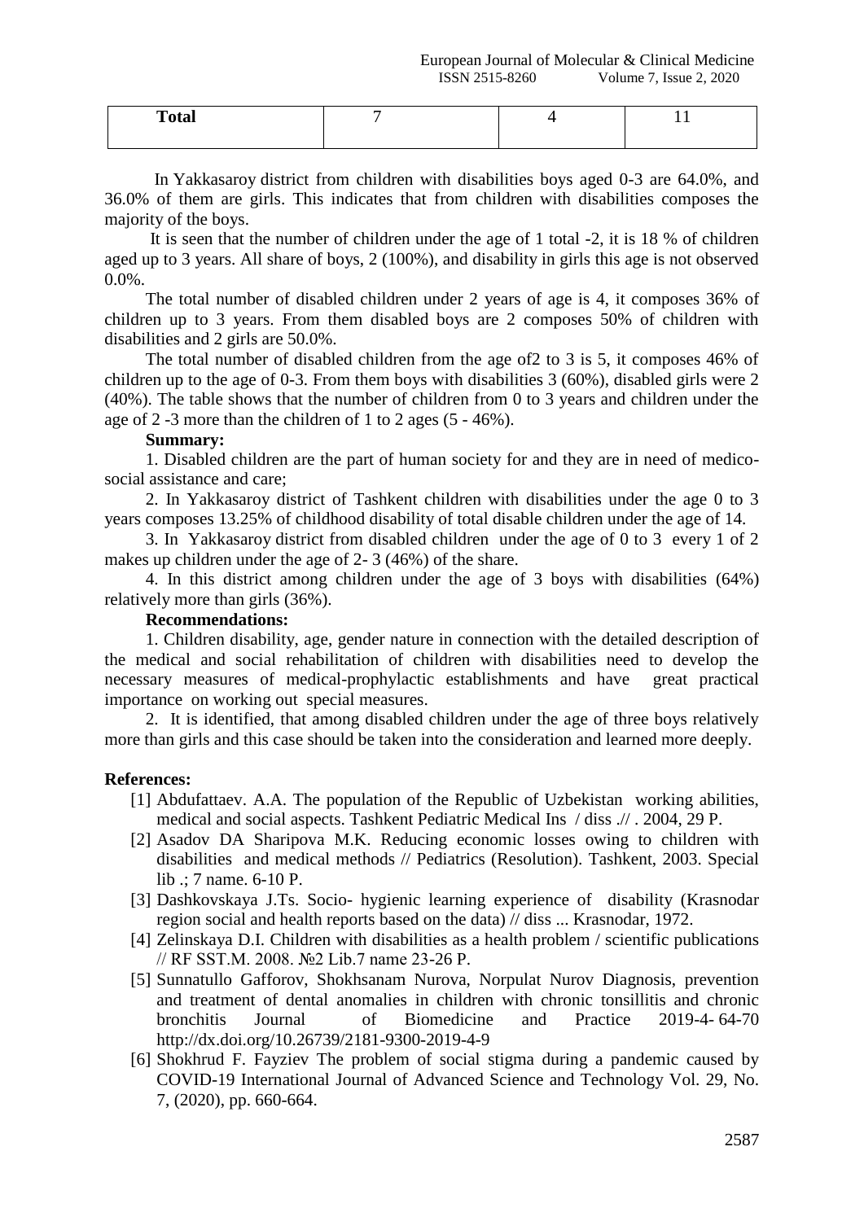| | | | |
|---|---|---|---|
| **Total** | 7 | 4 | 11 |

In Yakkasaroy district from children with disabilities boys aged 0-3 are 64.0%, and 36.0% of them are girls. This indicates that from children with disabilities composes the majority of the boys.

It is seen that the number of children under the age of 1 total -2, it is 18 % of children aged up to 3 years. All share of boys, 2 (100%), and disability in girls this age is not observed 0.0%.

The total number of disabled children under 2 years of age is 4, it composes 36% of children up to 3 years. From them disabled boys are 2 composes 50% of children with disabilities and 2 girls are 50.0%.

The total number of disabled children from the age of2 to 3 is 5, it composes 46% of children up to the age of 0-3. From them boys with disabilities 3 (60%), disabled girls were 2 (40%). The table shows that the number of children from 0 to 3 years and children under the age of 2 -3 more than the children of 1 to 2 ages (5 - 46%).

**Summary:**

1. Disabled children are the part of human society for and they are in need of medico-social assistance and care;

2. In Yakkasaroy district of Tashkent children with disabilities under the age 0 to 3 years composes 13.25% of childhood disability of total disable children under the age of 14.

3. In Yakkasaroy district from disabled children under the age of 0 to 3 every 1 of 2 makes up children under the age of 2- 3 (46%) of the share.

4. In this district among children under the age of 3 boys with disabilities (64%) relatively more than girls (36%).

**Recommendations:**

1. Children disability, age, gender nature in connection with the detailed description of the medical and social rehabilitation of children with disabilities need to develop the necessary measures of medical-prophylactic establishments and have great practical importance on working out special measures.

2. It is identified, that among disabled children under the age of three boys relatively more than girls and this case should be taken into the consideration and learned more deeply.

**References:**

[1] Abdufattaev. A.A. The population of the Republic of Uzbekistan working abilities, medical and social aspects. Tashkent Pediatric Medical Ins / diss .// . 2004, 29 P.

[2] Asadov DA Sharipova M.K. Reducing economic losses owing to children with disabilities and medical methods // Pediatrics (Resolution). Tashkent, 2003. Special lib .; 7 name. 6-10 P.

[3] Dashkovskaya J.Ts. Socio- hygienic learning experience of disability (Krasnodar region social and health reports based on the data) // diss ... Krasnodar, 1972.

[4] Zelinskaya D.I. Children with disabilities as a health problem / scientific publications // RF SST.M. 2008. №2 Lib.7 name 23-26 P.

[5] Sunnatullo Gafforov, Shokhsanam Nurova, Norpulat Nurov Diagnosis, prevention and treatment of dental anomalies in children with chronic tonsillitis and chronic bronchitis Journal of Biomedicine and Practice 2019-4- 64-70 http://dx.doi.org/10.26739/2181-9300-2019-4-9

[6] Shokhrud F. Fayziev The problem of social stigma during a pandemic caused by COVID-19 International Journal of Advanced Science and Technology Vol. 29, No. 7, (2020), pp. 660-664.